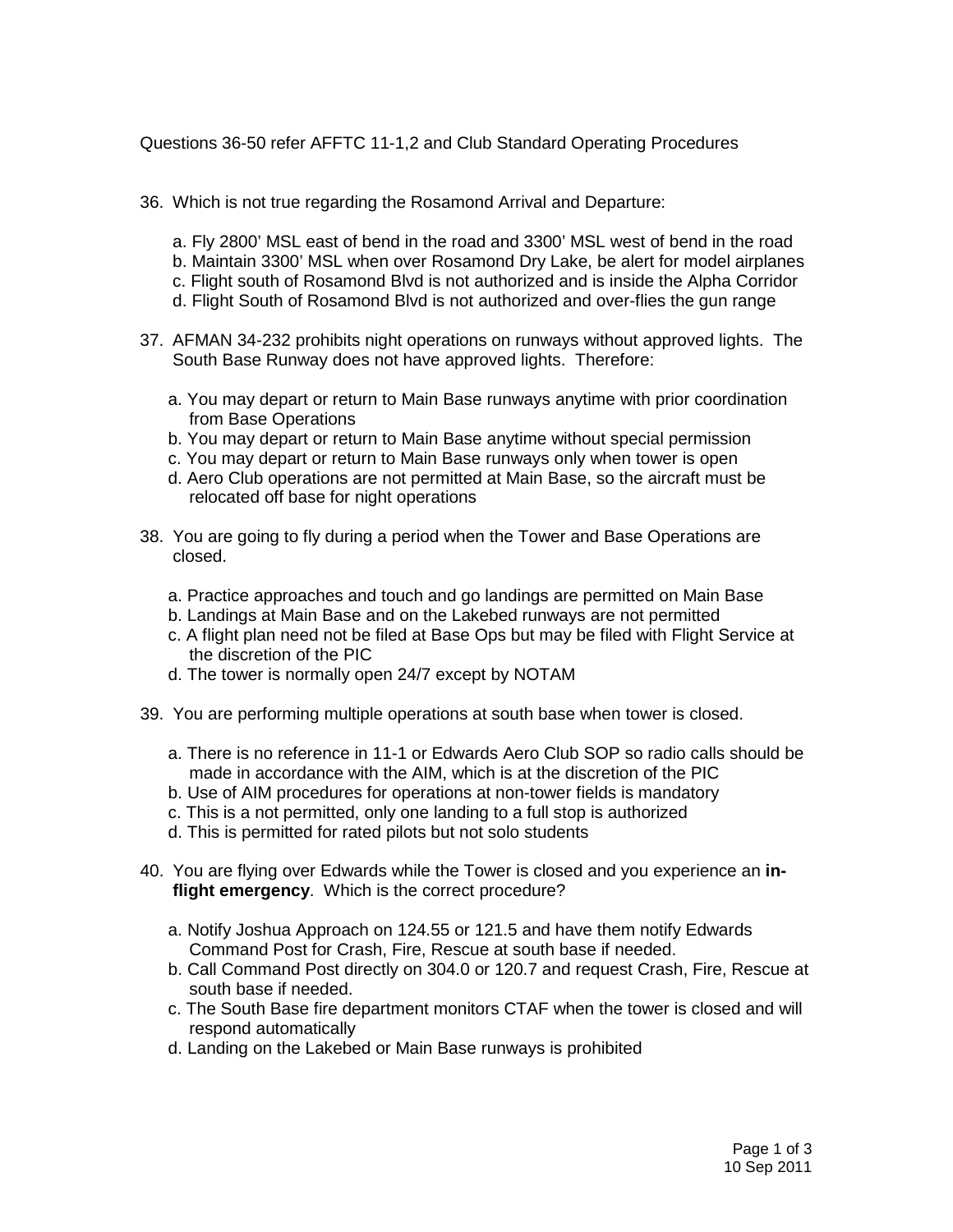Questions 36-50 refer AFFTC 11-1,2 and Club Standard Operating Procedures

36. Which is not true regarding the Rosamond Arrival and Departure:

    a. Fly 2800' MSL east of bend in the road and 3300' MSL west of bend in the road
    b. Maintain 3300' MSL when over Rosamond Dry Lake, be alert for model airplanes
    c. Flight south of Rosamond Blvd is not authorized and is inside the Alpha Corridor
    d. Flight South of Rosamond Blvd is not authorized and over-flies the gun range

37. AFMAN 34-232 prohibits night operations on runways without approved lights. The South Base Runway does not have approved lights. Therefore:

    a. You may depart or return to Main Base runways anytime with prior coordination from Base Operations
    b. You may depart or return to Main Base anytime without special permission
    c. You may depart or return to Main Base runways only when tower is open
    d. Aero Club operations are not permitted at Main Base, so the aircraft must be relocated off base for night operations

38. You are going to fly during a period when the Tower and Base Operations are closed.

    a. Practice approaches and touch and go landings are permitted on Main Base
    b. Landings at Main Base and on the Lakebed runways are not permitted
    c. A flight plan need not be filed at Base Ops but may be filed with Flight Service at the discretion of the PIC
    d. The tower is normally open 24/7 except by NOTAM

39. You are performing multiple operations at south base when tower is closed.

    a. There is no reference in 11-1 or Edwards Aero Club SOP so radio calls should be made in accordance with the AIM, which is at the discretion of the PIC
    b. Use of AIM procedures for operations at non-tower fields is mandatory
    c. This is a not permitted, only one landing to a full stop is authorized
    d. This is permitted for rated pilots but not solo students

40. You are flying over Edwards while the Tower is closed and you experience an **in-flight emergency**. Which is the correct procedure?

    a. Notify Joshua Approach on 124.55 or 121.5 and have them notify Edwards Command Post for Crash, Fire, Rescue at south base if needed.
    b. Call Command Post directly on 304.0 or 120.7 and request Crash, Fire, Rescue at south base if needed.
    c. The South Base fire department monitors CTAF when the tower is closed and will respond automatically
    d. Landing on the Lakebed or Main Base runways is prohibited

10 Sep 2011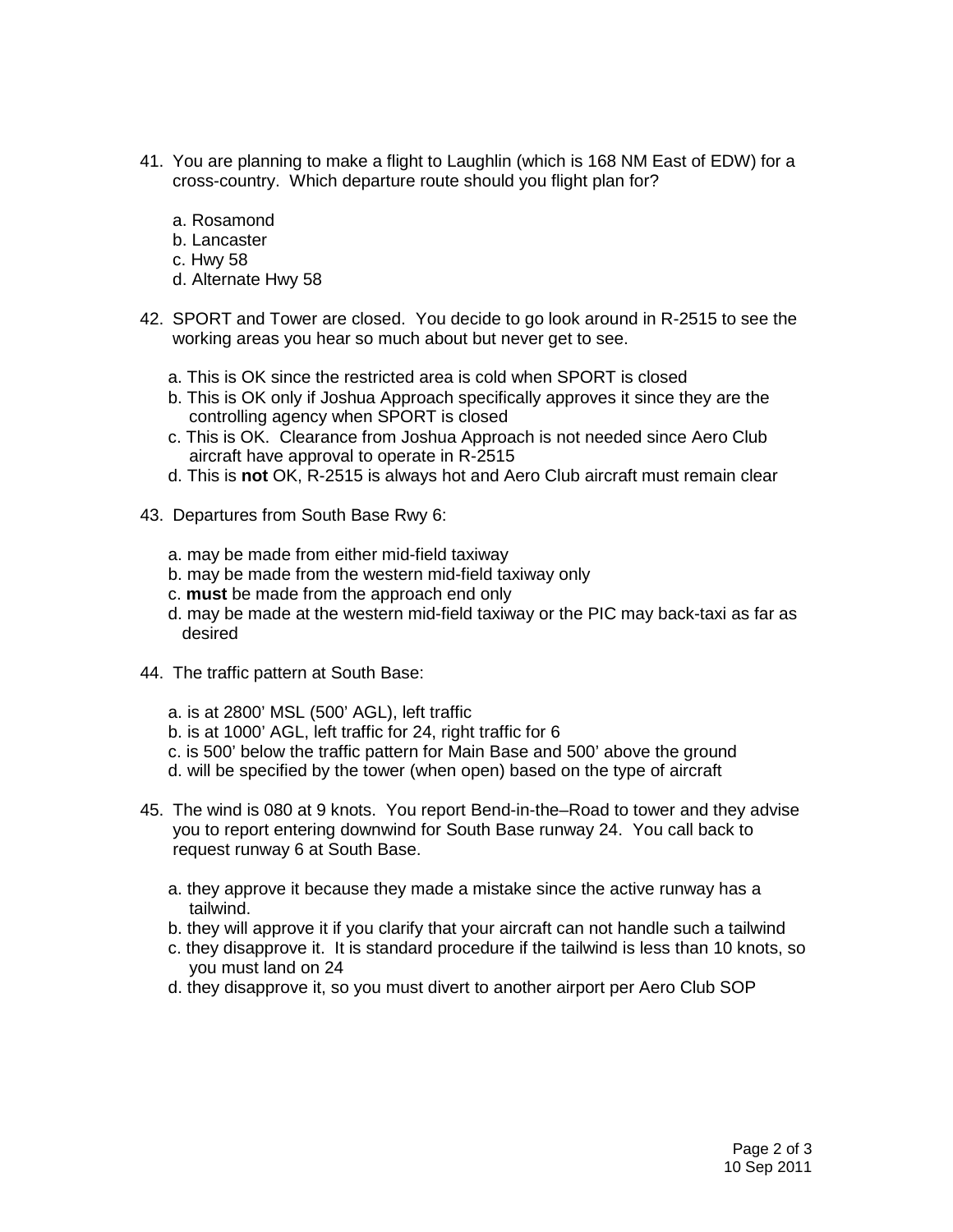41. You are planning to make a flight to Laughlin (which is 168 NM East of EDW) for a cross-country. Which departure route should you flight plan for?

    a. Rosamond
    b. Lancaster
    c. Hwy 58
    d. Alternate Hwy 58

42. SPORT and Tower are closed. You decide to go look around in R-2515 to see the working areas you hear so much about but never get to see.

    a. This is OK since the restricted area is cold when SPORT is closed
    b. This is OK only if Joshua Approach specifically approves it since they are the controlling agency when SPORT is closed
    c. This is OK. Clearance from Joshua Approach is not needed since Aero Club aircraft have approval to operate in R-2515
    d. This is **not** OK, R-2515 is always hot and Aero Club aircraft must remain clear

43. Departures from South Base Rwy 6:

    a. may be made from either mid-field taxiway
    b. may be made from the western mid-field taxiway only
    c. **must** be made from the approach end only
    d. may be made at the western mid-field taxiway or the PIC may back-taxi as far as desired

44. The traffic pattern at South Base:

    a. is at 2800' MSL (500' AGL), left traffic
    b. is at 1000' AGL, left traffic for 24, right traffic for 6
    c. is 500' below the traffic pattern for Main Base and 500' above the ground
    d. will be specified by the tower (when open) based on the type of aircraft

45. The wind is 080 at 9 knots. You report Bend-in-the–Road to tower and they advise you to report entering downwind for South Base runway 24. You call back to request runway 6 at South Base.

    a. they approve it because they made a mistake since the active runway has a tailwind.
    b. they will approve it if you clarify that your aircraft can not handle such a tailwind
    c. they disapprove it. It is standard procedure if the tailwind is less than 10 knots, so you must land on 24
    d. they disapprove it, so you must divert to another airport per Aero Club SOP

10 Sep 2011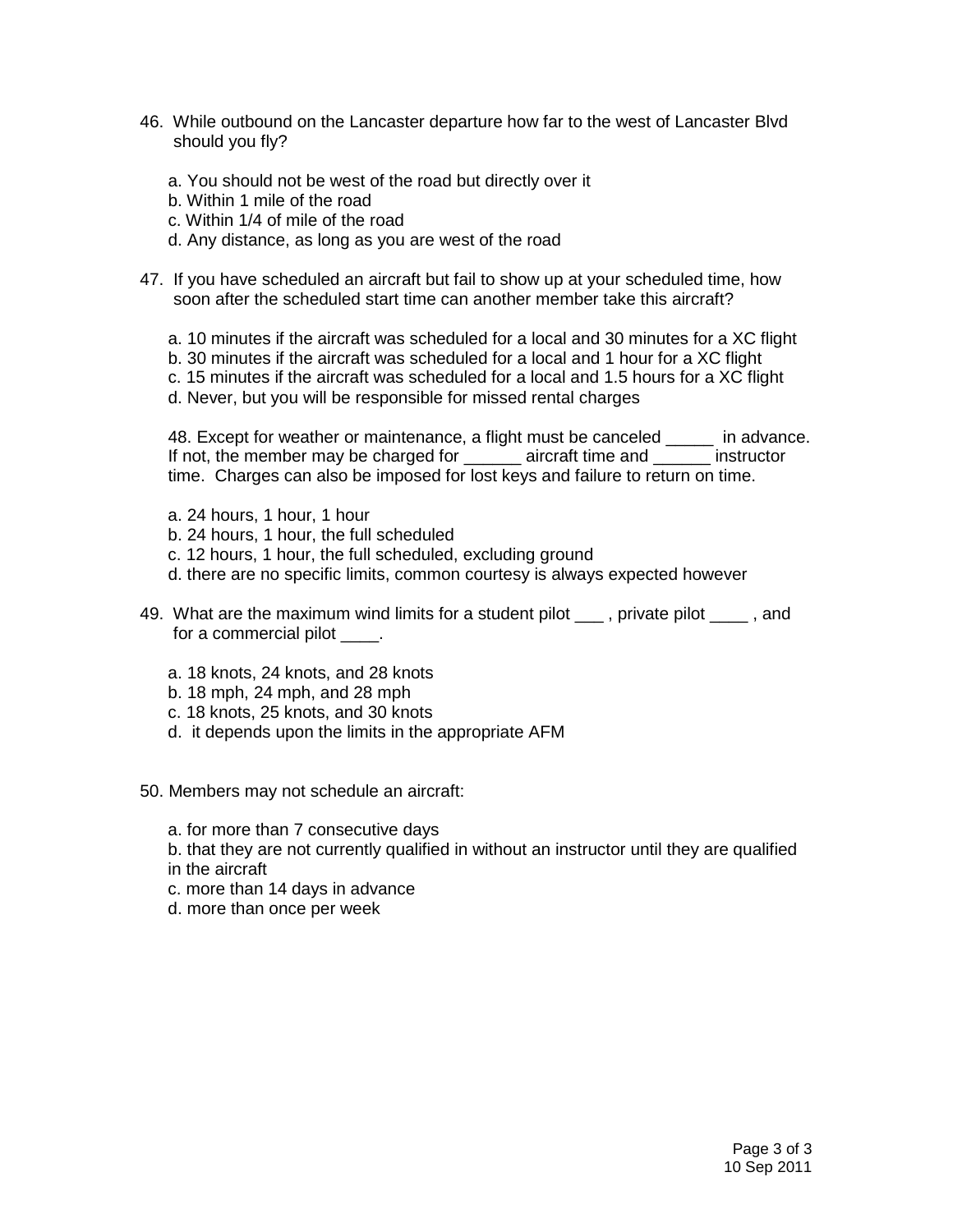46. While outbound on the Lancaster departure how far to the west of Lancaster Blvd should you fly?

    a. You should not be west of the road but directly over it
    b. Within 1 mile of the road
    c. Within 1/4 of mile of the road
    d. Any distance, as long as you are west of the road

47. If you have scheduled an aircraft but fail to show up at your scheduled time, how soon after the scheduled start time can another member take this aircraft?

    a. 10 minutes if the aircraft was scheduled for a local and 30 minutes for a XC flight
    b. 30 minutes if the aircraft was scheduled for a local and 1 hour for a XC flight
    c. 15 minutes if the aircraft was scheduled for a local and 1.5 hours for a XC flight
    d. Never, but you will be responsible for missed rental charges

48. Except for weather or maintenance, a flight must be canceled _____ in advance. If not, the member may be charged for ______ aircraft time and ______ instructor time. Charges can also be imposed for lost keys and failure to return on time.

    a. 24 hours, 1 hour, 1 hour
    b. 24 hours, 1 hour, the full scheduled
    c. 12 hours, 1 hour, the full scheduled, excluding ground
    d. there are no specific limits, common courtesy is always expected however

49. What are the maximum wind limits for a student pilot ___ , private pilot ____ , and for a commercial pilot ____.

    a. 18 knots, 24 knots, and 28 knots
    b. 18 mph, 24 mph, and 28 mph
    c. 18 knots, 25 knots, and 30 knots
    d. it depends upon the limits in the appropriate AFM

50. Members may not schedule an aircraft:

    a. for more than 7 consecutive days
    b. that they are not currently qualified in without an instructor until they are qualified in the aircraft
    c. more than 14 days in advance
    d. more than once per week

10 Sep 2011